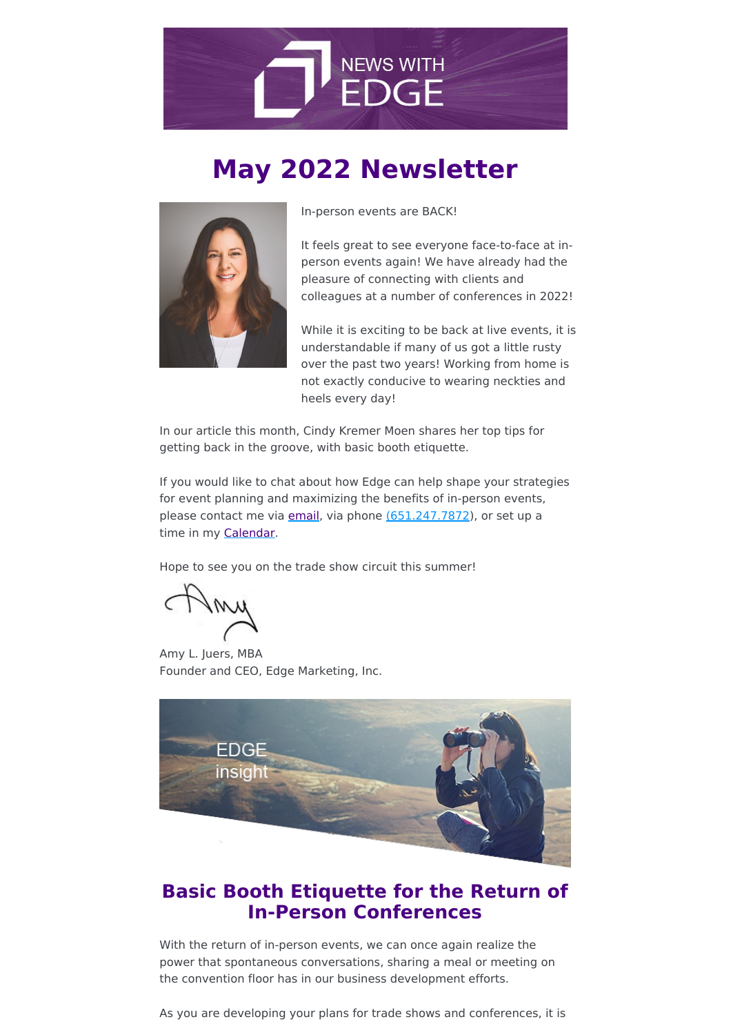# May 2022 Newsletter

In-person events are BACK!

It feels great to see everyone face-to-face at in-person events again! We have already had the pleasure of connecting with clients and colleagues at a number of conferences in 2022!

While it is exciting to be back at live events, it is understandable if many of us got a little rusty over the past two years! Working from home is not exactly conducive to wearing neckties and heels every day!

In our article this month, Cindy Kremer Moen shares her top tips for getting back in the groove, with basic booth etiquette.

If you would like to chat about how Edge can help shape your strategies for event planning and maximizing the benefits of in-person events, please contact me via email, via phone (651.247.7872), or set up a time in my Calendar.

Hope to see you on the trade show circuit this summer!

Amy L. Juers, MBA
Founder and CEO, Edge Marketing, Inc.

## Basic Booth Etiquette for the Return of In-Person Conferences

With the return of in-person events, we can once again realize the power that spontaneous conversations, sharing a meal or meeting on the convention floor has in our business development efforts.

As you are developing your plans for trade shows and conferences, it is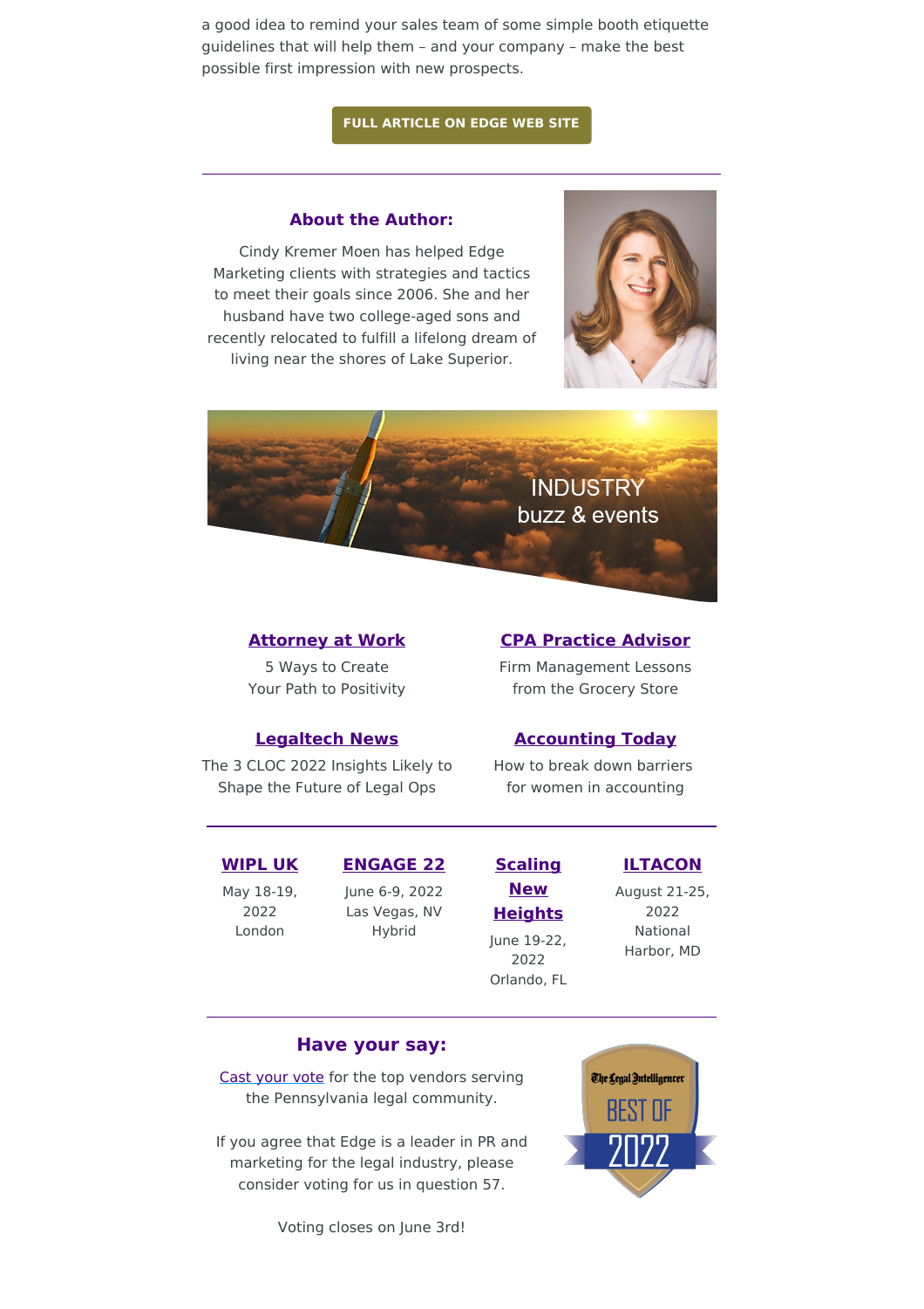a good idea to remind your sales team of some simple booth etiquette guidelines that will help them – and your company – make the best possible first impression with new prospects.

**FULL ARTICLE ON EDGE WEB SITE**

---

### About the Author:

Cindy Kremer Moen has helped Edge Marketing clients with strategies and tactics to meet their goals since 2006. She and her husband have two college-aged sons and recently relocated to fulfill a lifelong dream of living near the shores of Lake Superior.

INDUSTRY buzz & events

**Attorney at Work**
5 Ways to Create Your Path to Positivity

**CPA Practice Advisor**
Firm Management Lessons from the Grocery Store

**Legaltech News**
The 3 CLOC 2022 Insights Likely to Shape the Future of Legal Ops

**Accounting Today**
How to break down barriers for women in accounting

---

**WIPL UK**
May 18-19, 2022
London

**ENGAGE 22**
June 6-9, 2022
Las Vegas, NV
Hybrid

**Scaling New Heights**
June 19-22, 2022
Orlando, FL

**ILTACON**
August 21-25, 2022
National Harbor, MD

---

### Have your say:

Cast your vote for the top vendors serving the Pennsylvania legal community.

If you agree that Edge is a leader in PR and marketing for the legal industry, please consider voting for us in question 57.

Voting closes on June 3rd!

The Legal Intelligencer BEST OF 2022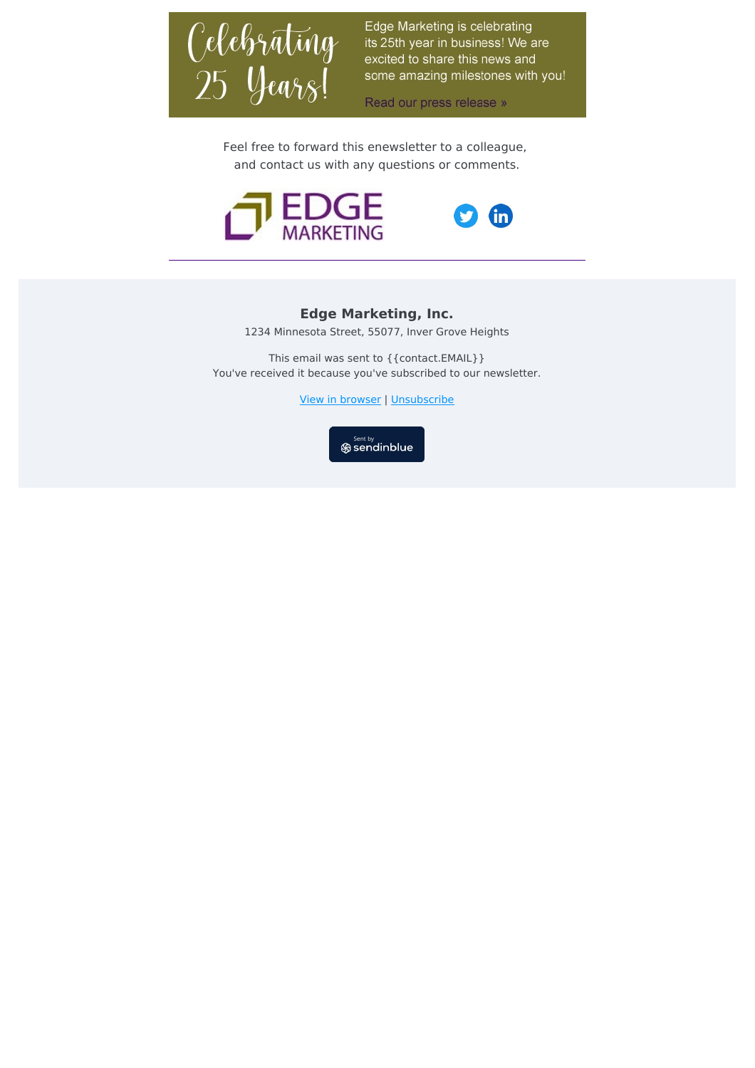Celebrating 25 Years!

Edge Marketing is celebrating its 25th year in business! We are excited to share this news and some amazing milestones with you!

Read our press release »

Feel free to forward this enewsletter to a colleague, and contact us with any questions or comments.

EDGE MARKETING

---

**Edge Marketing, Inc.**

1234 Minnesota Street, 55077, Inver Grove Heights

This email was sent to {{contact.EMAIL}}
You've received it because you've subscribed to our newsletter.

View in browser | Unsubscribe

Sent by sendinblue